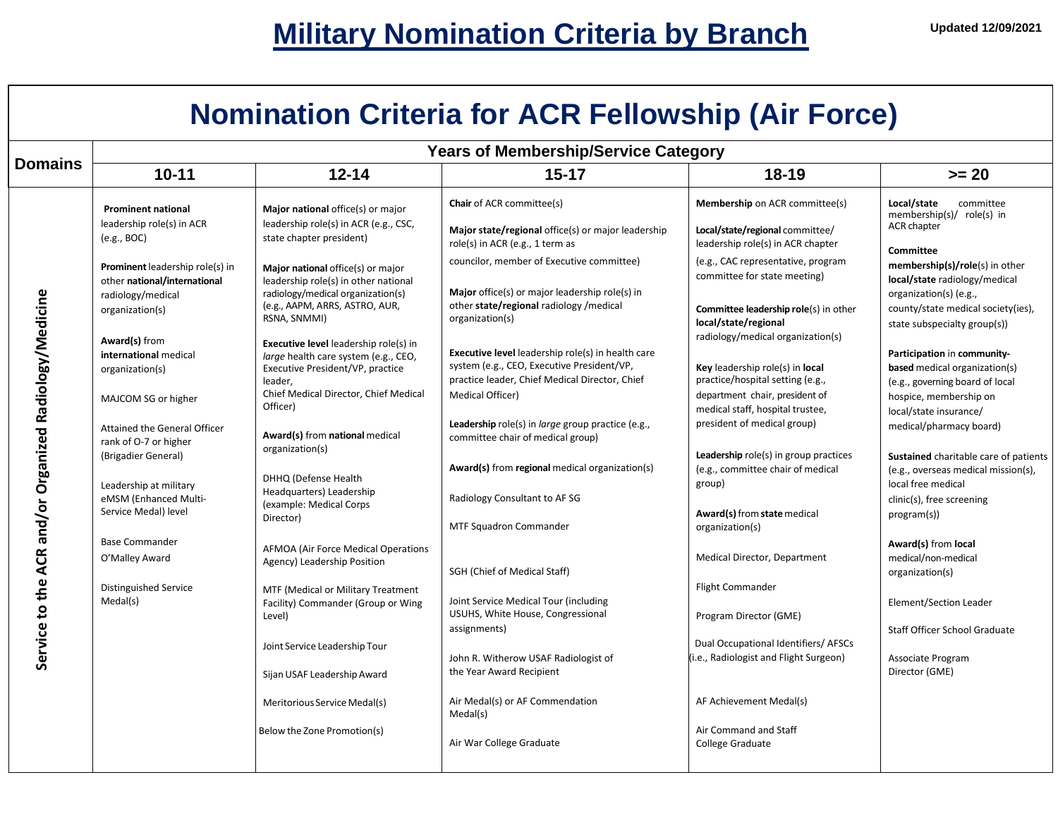# Military Nomination Criteria by Branch

Updated 12/09/2021

## Nomination Criteria for ACR Fellowship (Air Force)

| Domains | Years of Membership/Service Category | | | | |
|---|---|---|---|---|---|
| | **10-11** | **12-14** | **15-17** | **18-19** | **>= 20** |
| **Service to the ACR and/or Organized Radiology/Medicine** | **Prominent national** leadership role(s) in ACR (e.g., BOC)<br><br>**Prominent** leadership role(s) in other **national/international** radiology/medical organization(s)<br><br>**Award(s)** from **international** medical organization(s)<br><br>MAJCOM SG or higher<br><br>Attained the General Officer rank of O-7 or higher (Brigadier General)<br><br>Leadership at military eMSM (Enhanced Multi-Service Medal) level<br><br>Base Commander<br>O'Malley Award<br><br>Distinguished Service Medal(s) | **Major national** office(s) or major leadership role(s) in ACR (e.g., CSC, state chapter president)<br><br>**Major national** office(s) or major leadership role(s) in other national radiology/medical organization(s) (e.g., AAPM, ARRS, ASTRO, AUR, RSNA, SNMMI)<br><br>**Executive level** leadership role(s) in *large* health care system (e.g., CEO, Executive President/VP, practice leader, Chief Medical Director, Chief Medical Officer)<br><br>**Award(s)** from **national** medical organization(s)<br><br>DHHQ (Defense Health Headquarters) Leadership (example: Medical Corps Director)<br><br>AFMOA (Air Force Medical Operations Agency) Leadership Position<br><br>MTF (Medical or Military Treatment Facility) Commander (Group or Wing Level)<br><br>Joint Service Leadership Tour<br><br>Sijan USAF Leadership Award<br><br>Meritorious Service Medal(s)<br><br>Below the Zone Promotion(s) | **Chair** of ACR committee(s)<br><br>**Major state/regional** office(s) or major leadership role(s) in ACR (e.g., 1 term as councilor, member of Executive committee)<br><br>**Major** office(s) or major leadership role(s) in other **state/regional** radiology /medical organization(s)<br><br>**Executive level** leadership role(s) in health care system (e.g., CEO, Executive President/VP, practice leader, Chief Medical Director, Chief Medical Officer)<br><br>**Leadership** role(s) in *large* group practice (e.g., committee chair of medical group)<br><br>**Award(s)** from **regional** medical organization(s)<br><br>Radiology Consultant to AF SG<br><br>MTF Squadron Commander<br><br>SGH (Chief of Medical Staff)<br><br>Joint Service Medical Tour (including USUHS, White House, Congressional assignments)<br><br>John R. Witherow USAF Radiologist of the Year Award Recipient<br><br>Air Medal(s) or AF Commendation Medal(s)<br><br>Air War College Graduate | **Membership** on ACR committee(s)<br><br>**Local/state/regional** committee/ leadership role(s) in ACR chapter (e.g., CAC representative, program committee for state meeting)<br><br>**Committee leadership role**(s) in other **local/state/regional** radiology/medical organization(s)<br><br>**Key** leadership role(s) in **local** practice/hospital setting (e.g., department chair, president of medical staff, hospital trustee, president of medical group)<br><br>**Leadership** role(s) in group practices (e.g., committee chair of medical group)<br><br>**Award(s)** from **state** medical organization(s)<br><br>Medical Director, Department<br><br>Flight Commander<br><br>Program Director (GME)<br><br>Dual Occupational Identifiers/ AFSCs (i.e., Radiologist and Flight Surgeon)<br><br>AF Achievement Medal(s)<br><br>Air Command and Staff College Graduate | **Local/state** committee membership(s)/ role(s) in ACR chapter<br><br>**Committee membership(s)/role**(s) in other **local/state** radiology/medical organization(s) (e.g., county/state medical society(ies), state subspecialty group(s))<br><br>**Participation** in **community-based** medical organization(s) (e.g., governing board of local hospice, membership on local/state insurance/ medical/pharmacy board)<br><br>**Sustained** charitable care of patients (e.g., overseas medical mission(s), local free medical clinic(s), free screening program(s))<br><br>**Award(s)** from **local** medical/non-medical organization(s)<br><br>Element/Section Leader<br><br>Staff Officer School Graduate<br><br>Associate Program Director (GME) |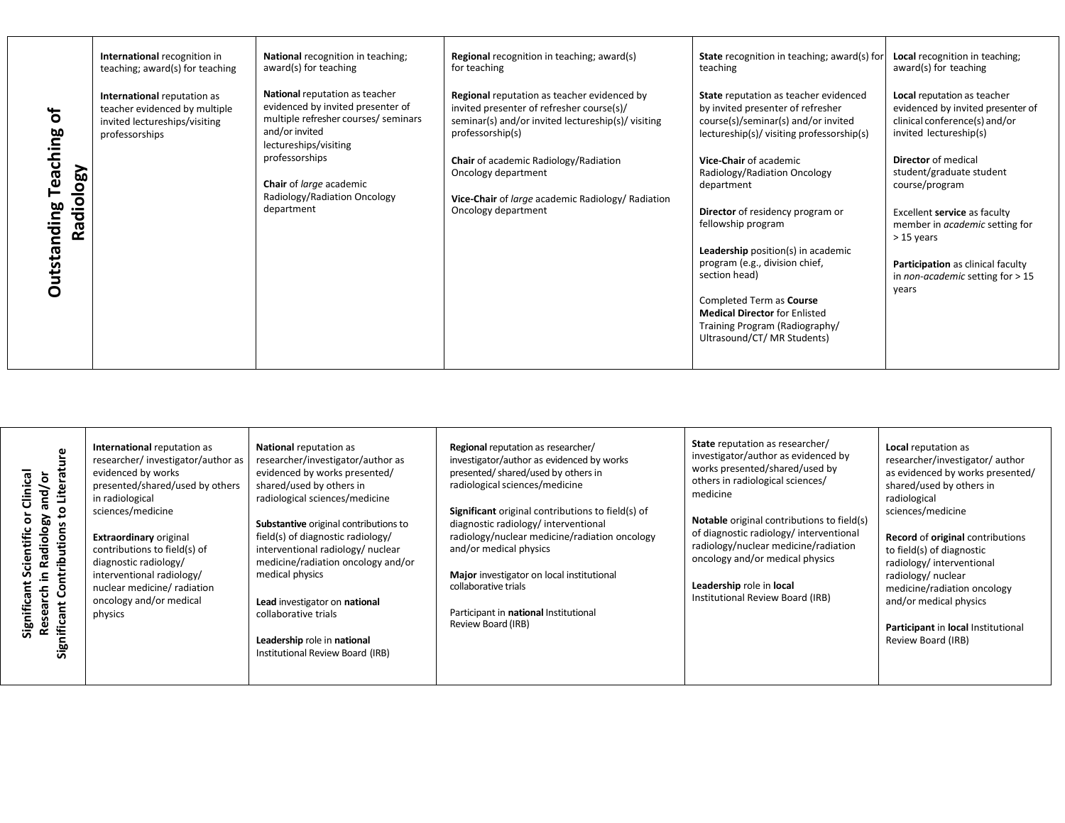| | | | | | |
|---|---|---|---|---|---|
| **Outstanding Teaching of Radiology** | **International** recognition in teaching; award(s) for teaching<br><br>**International** reputation as teacher evidenced by multiple invited lectureships/visiting professorships | **National** recognition in teaching; award(s) for teaching<br><br>**National** reputation as teacher evidenced by invited presenter of multiple refresher courses/ seminars and/or invited lectureships/visiting professorships<br><br>**Chair** of *large* academic Radiology/Radiation Oncology department | **Regional** recognition in teaching; award(s) for teaching<br><br>**Regional** reputation as teacher evidenced by invited presenter of refresher course(s)/ seminar(s) and/or invited lectureship(s)/ visiting professorship(s)<br><br>**Chair** of academic Radiology/Radiation Oncology department<br><br>**Vice-Chair** of *large* academic Radiology/ Radiation Oncology department | **State** recognition in teaching; award(s) for teaching<br><br>**State** reputation as teacher evidenced by invited presenter of refresher course(s)/seminar(s) and/or invited lectureship(s)/ visiting professorship(s)<br><br>**Vice-Chair** of academic Radiology/Radiation Oncology department<br><br>**Director** of residency program or fellowship program<br><br>**Leadership** position(s) in academic program (e.g., division chief, section head)<br><br>Completed Term as **Course Medical Director** for Enlisted Training Program (Radiography/ Ultrasound/CT/ MR Students) | **Local** recognition in teaching; award(s) for teaching<br><br>**Local** reputation as teacher evidenced by invited presenter of clinical conference(s) and/or invited lectureship(s)<br><br>**Director** of medical student/graduate student course/program<br><br>Excellent **service** as faculty member in *academic* setting for > 15 years<br><br>**Participation** as clinical faculty in *non-academic* setting for > 15 years |

| | | | | | |
|---|---|---|---|---|---|
| **Significant Scientific or Clinical Research in Radiology and/or Significant Contributions to Literature** | **International** reputation as researcher/ investigator/author as evidenced by works presented/shared/used by others in radiological sciences/medicine<br><br>**Extraordinary** original contributions to field(s) of diagnostic radiology/ interventional radiology/ nuclear medicine/ radiation oncology and/or medical physics | **National** reputation as researcher/investigator/author as evidenced by works presented/ shared/used by others in radiological sciences/medicine<br><br>**Substantive** original contributions to field(s) of diagnostic radiology/ interventional radiology/ nuclear medicine/radiation oncology and/or medical physics<br><br>**Lead** investigator on **national** collaborative trials<br><br>**Leadership** role in **national** Institutional Review Board (IRB) | **Regional** reputation as researcher/ investigator/author as evidenced by works presented/ shared/used by others in radiological sciences/medicine<br><br>**Significant** original contributions to field(s) of diagnostic radiology/ interventional radiology/nuclear medicine/radiation oncology and/or medical physics<br><br>**Major** investigator on local institutional collaborative trials<br><br>Participant in **national** Institutional Review Board (IRB) | **State** reputation as researcher/ investigator/author as evidenced by works presented/shared/used by others in radiological sciences/ medicine<br><br>**Notable** original contributions to field(s) of diagnostic radiology/ interventional radiology/nuclear medicine/radiation oncology and/or medical physics<br><br>**Leadership** role in **local** Institutional Review Board (IRB) | **Local** reputation as researcher/investigator/ author as evidenced by works presented/ shared/used by others in radiological sciences/medicine<br><br>**Record** of **original** contributions to field(s) of diagnostic radiology/ interventional radiology/ nuclear medicine/radiation oncology and/or medical physics<br><br>**Participant** in **local** Institutional Review Board (IRB) |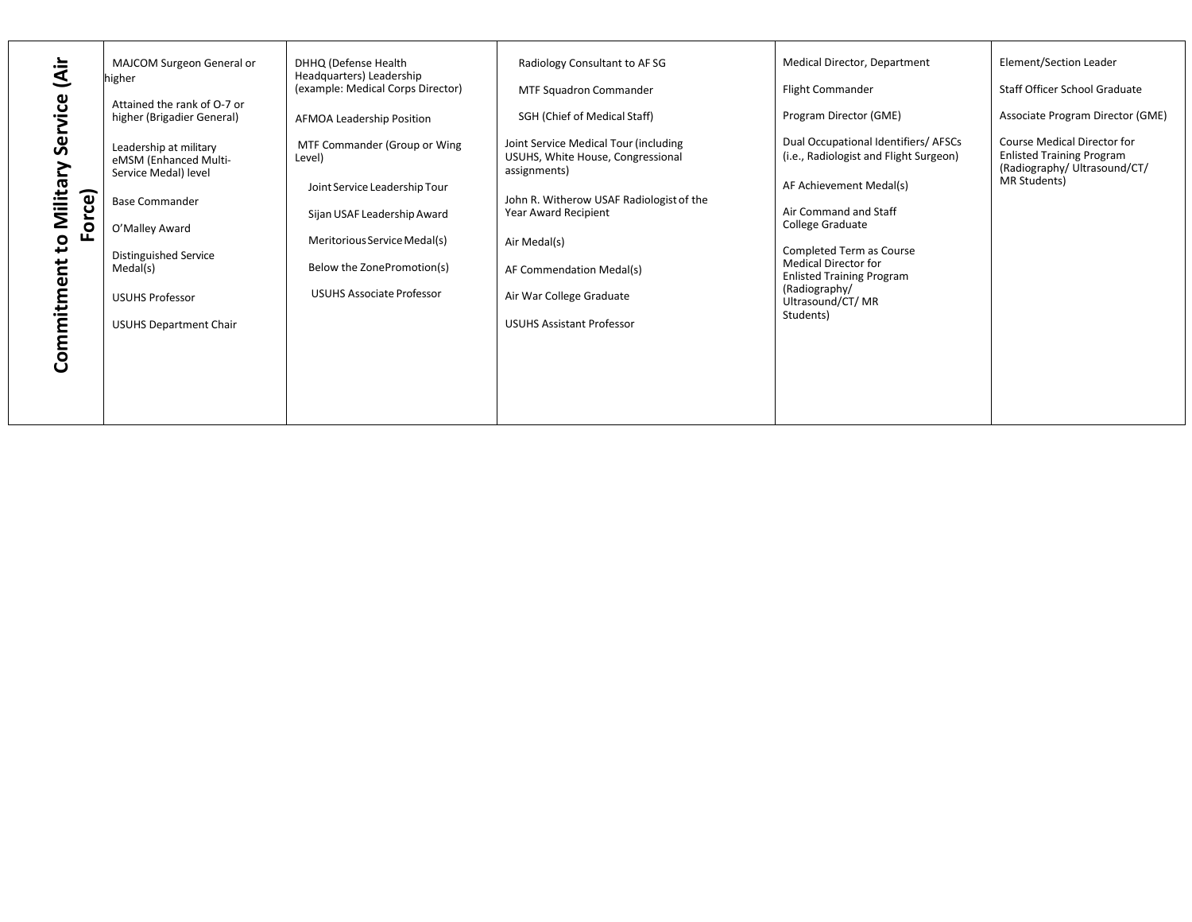| | | | | | |
|---|---|---|---|---|---|
| **Commitment to Military Service (Air Force)** | MAJCOM Surgeon General or higher<br><br>Attained the rank of O-7 or higher (Brigadier General)<br><br>Leadership at military eMSM (Enhanced Multi-Service Medal) level<br><br>Base Commander<br><br>O'Malley Award<br><br>Distinguished Service Medal(s)<br><br>USUHS Professor<br><br>USUHS Department Chair | DHHQ (Defense Health Headquarters) Leadership (example: Medical Corps Director)<br><br>AFMOA Leadership Position<br><br>MTF Commander (Group or Wing Level)<br><br>Joint Service Leadership Tour<br><br>Sijan USAF Leadership Award<br><br>Meritorious Service Medal(s)<br><br>Below the Zone Promotion(s)<br><br>USUHS Associate Professor | Radiology Consultant to AF SG<br><br>MTF Squadron Commander<br><br>SGH (Chief of Medical Staff)<br><br>Joint Service Medical Tour (including USUHS, White House, Congressional assignments)<br><br>John R. Witherow USAF Radiologist of the Year Award Recipient<br><br>Air Medal(s)<br><br>AF Commendation Medal(s)<br><br>Air War College Graduate<br><br>USUHS Assistant Professor | Medical Director, Department<br><br>Flight Commander<br><br>Program Director (GME)<br><br>Dual Occupational Identifiers/ AFSCs (i.e., Radiologist and Flight Surgeon)<br><br>AF Achievement Medal(s)<br><br>Air Command and Staff College Graduate<br><br>Completed Term as Course Medical Director for Enlisted Training Program (Radiography/ Ultrasound/CT/ MR Students) | Element/Section Leader<br><br>Staff Officer School Graduate<br><br>Associate Program Director (GME)<br><br>Course Medical Director for Enlisted Training Program (Radiography/ Ultrasound/CT/ MR Students) |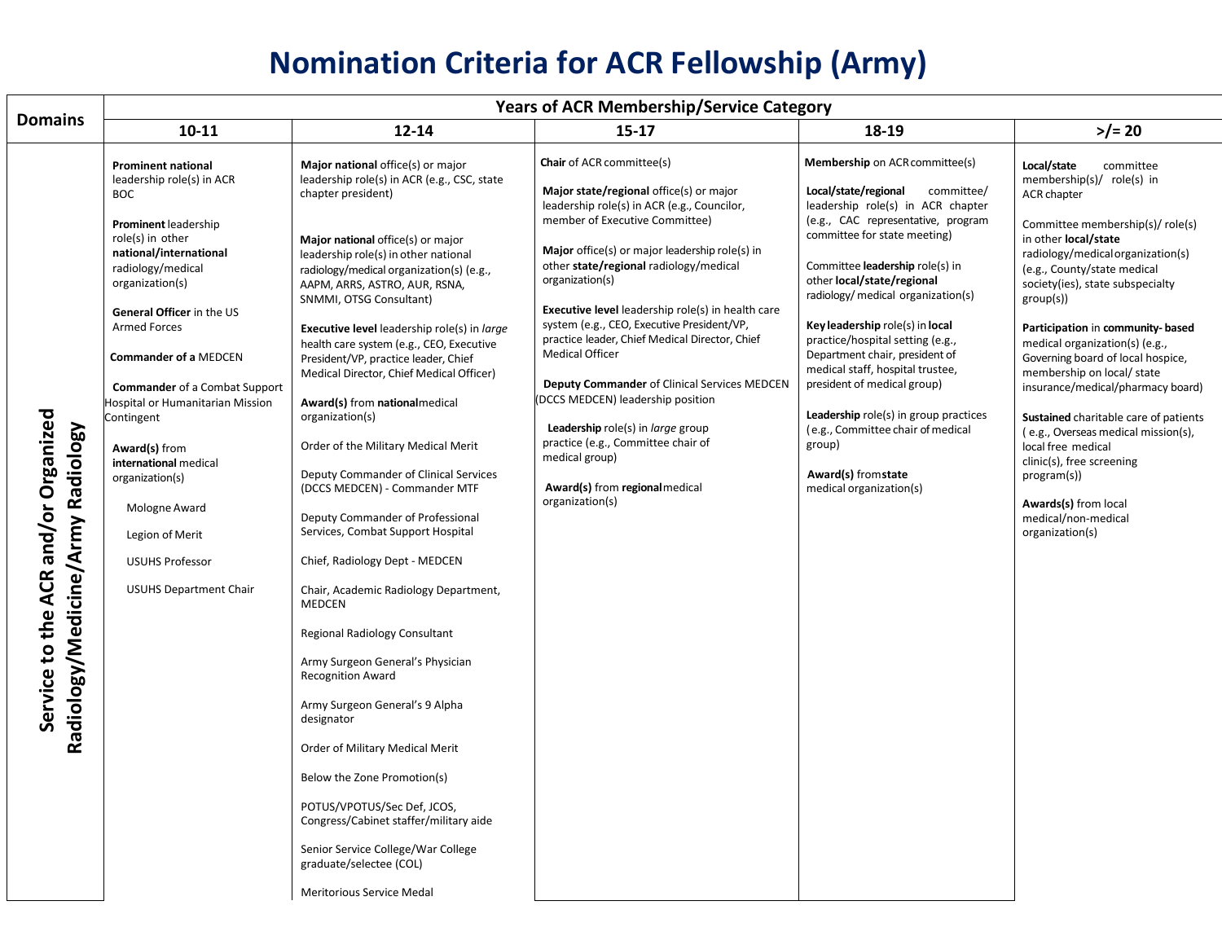# Nomination Criteria for ACR Fellowship (Army)

| Domains | Years of ACR Membership/Service Category | | | | |
|---|---|---|---|---|---|
| | **10-11** | **12-14** | **15-17** | **18-19** | **>/= 20** |
| **Service to the ACR and/or Organized Radiology/Medicine/Army Radiology** | **Prominent national** leadership role(s) in ACR BOC<br><br>**Prominent** leadership role(s) in other **national/international** radiology/medical organization(s)<br><br>**General Officer** in the US Armed Forces<br><br>**Commander of a** MEDCEN<br><br>**Commander** of a Combat Support Hospital or Humanitarian Mission Contingent<br><br>**Award(s)** from **international** medical organization(s)<br><br>Mologne Award<br><br>Legion of Merit<br><br>USUHS Professor<br><br>USUHS Department Chair | **Major national** office(s) or major leadership role(s) in ACR (e.g., CSC, state chapter president)<br><br>**Major national** office(s) or major leadership role(s) in other national radiology/medical organization(s) (e.g., AAPM, ARRS, ASTRO, AUR, RSNA, SNMMI, OTSG Consultant)<br><br>**Executive level** leadership role(s) in *large* health care system (e.g., CEO, Executive President/VP, practice leader, Chief Medical Director, Chief Medical Officer)<br><br>**Award(s)** from **national** medical organization(s)<br><br>Order of the Military Medical Merit<br><br>Deputy Commander of Clinical Services (DCCS MEDCEN) - Commander MTF<br><br>Deputy Commander of Professional Services, Combat Support Hospital<br><br>Chief, Radiology Dept - MEDCEN<br><br>Chair, Academic Radiology Department, MEDCEN<br><br>Regional Radiology Consultant<br><br>Army Surgeon General's Physician Recognition Award<br><br>Army Surgeon General's 9 Alpha designator<br><br>Order of Military Medical Merit<br><br>Below the Zone Promotion(s)<br><br>POTUS/VPOTUS/Sec Def, JCOS, Congress/Cabinet staffer/military aide<br><br>Senior Service College/War College graduate/selectee (COL)<br><br>Meritorious Service Medal | **Chair** of ACR committee(s)<br><br>**Major state/regional** office(s) or major leadership role(s) in ACR (e.g., Councilor, member of Executive Committee)<br><br>**Major** office(s) or major leadership role(s) in other **state/regional** radiology/medical organization(s)<br><br>**Executive level** leadership role(s) in health care system (e.g., CEO, Executive President/VP, practice leader, Chief Medical Director, Chief Medical Officer<br><br>**Deputy Commander** of Clinical Services MEDCEN (DCCS MEDCEN) leadership position<br><br>**Leadership** role(s) in *large* group practice (e.g., Committee chair of medical group)<br><br>**Award(s)** from **regional** medical organization(s) | **Membership** on ACR committee(s)<br><br>**Local/state/regional** committee/ leadership role(s) in ACR chapter (e.g., CAC representative, program committee for state meeting)<br><br>Committee **leadership** role(s) in other **local/state/regional** radiology/ medical organization(s)<br><br>**Key leadership** role(s) in **local** practice/hospital setting (e.g., Department chair, president of medical staff, hospital trustee, president of medical group)<br><br>**Leadership** role(s) in group practices (e.g., Committee chair of medical group)<br><br>**Award(s)** from **state** medical organization(s) | **Local/state** committee membership(s)/ role(s) in ACR chapter<br><br>Committee membership(s)/ role(s) in other **local/state** radiology/medical organization(s) (e.g., County/state medical society(ies), state subspecialty group(s))<br><br>**Participation** in **community- based** medical organization(s) (e.g., Governing board of local hospice, membership on local/ state clinic/insurance/medical/pharmacy board)<br><br>**Sustained** charitable care of patients ( e.g., Overseas medical mission(s), local free medical clinic(s), free screening program(s))<br><br>**Awards(s)** from local medical/non-medical organization(s) |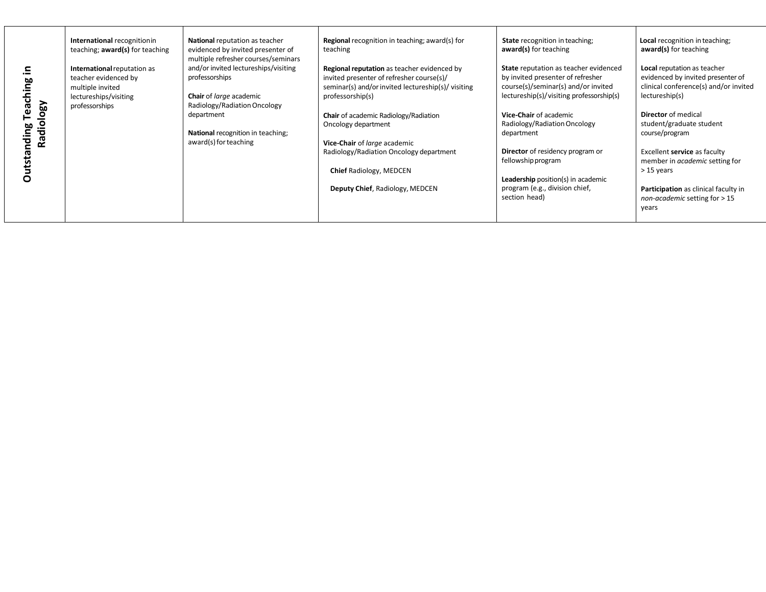| **Outstanding Teaching in Radiology** | **International** recognition in teaching; **award(s)** for teaching<br><br>**International** reputation as teacher evidenced by multiple invited lectureships/visiting professorships | **National** reputation as teacher evidenced by invited presenter of multiple refresher courses/seminars and/or invited lectureships/visiting professorships<br><br>**Chair** of *large* academic Radiology/Radiation Oncology department<br><br>**National** recognition in teaching; award(s) for teaching | **Regional** recognition in teaching; award(s) for teaching<br><br>**Regional reputation** as teacher evidenced by invited presenter of refresher course(s)/ seminar(s) and/or invited lectureship(s)/ visiting professorship(s)<br><br>**Chair** of academic Radiology/Radiation Oncology department<br><br>**Vice-Chair** of *large* academic Radiology/Radiation Oncology department<br><br>**Chief** Radiology, MEDCEN<br><br>**Deputy Chief**, Radiology, MEDCEN | **State** recognition in teaching; **award(s)** for teaching<br><br>**State** reputation as teacher evidenced by invited presenter of refresher course(s)/seminar(s) and/or invited lectureship(s)/ visiting professorship(s)<br><br>**Vice-Chair** of academic Radiology/Radiation Oncology department<br><br>**Director** of residency program or fellowship program<br><br>**Leadership** position(s) in academic program (e.g., division chief, section head) | **Local** recognition in teaching; **award(s)** for teaching<br><br>**Local** reputation as teacher evidenced by invited presenter of clinical conference(s) and/or invited lectureship(s)<br><br>**Director** of medical student/graduate student course/program<br><br>Excellent **service** as faculty member in *academic* setting for > 15 years<br><br>**Participation** as clinical faculty in *non-academic* setting for > 15 years |
|---|---|---|---|---|---|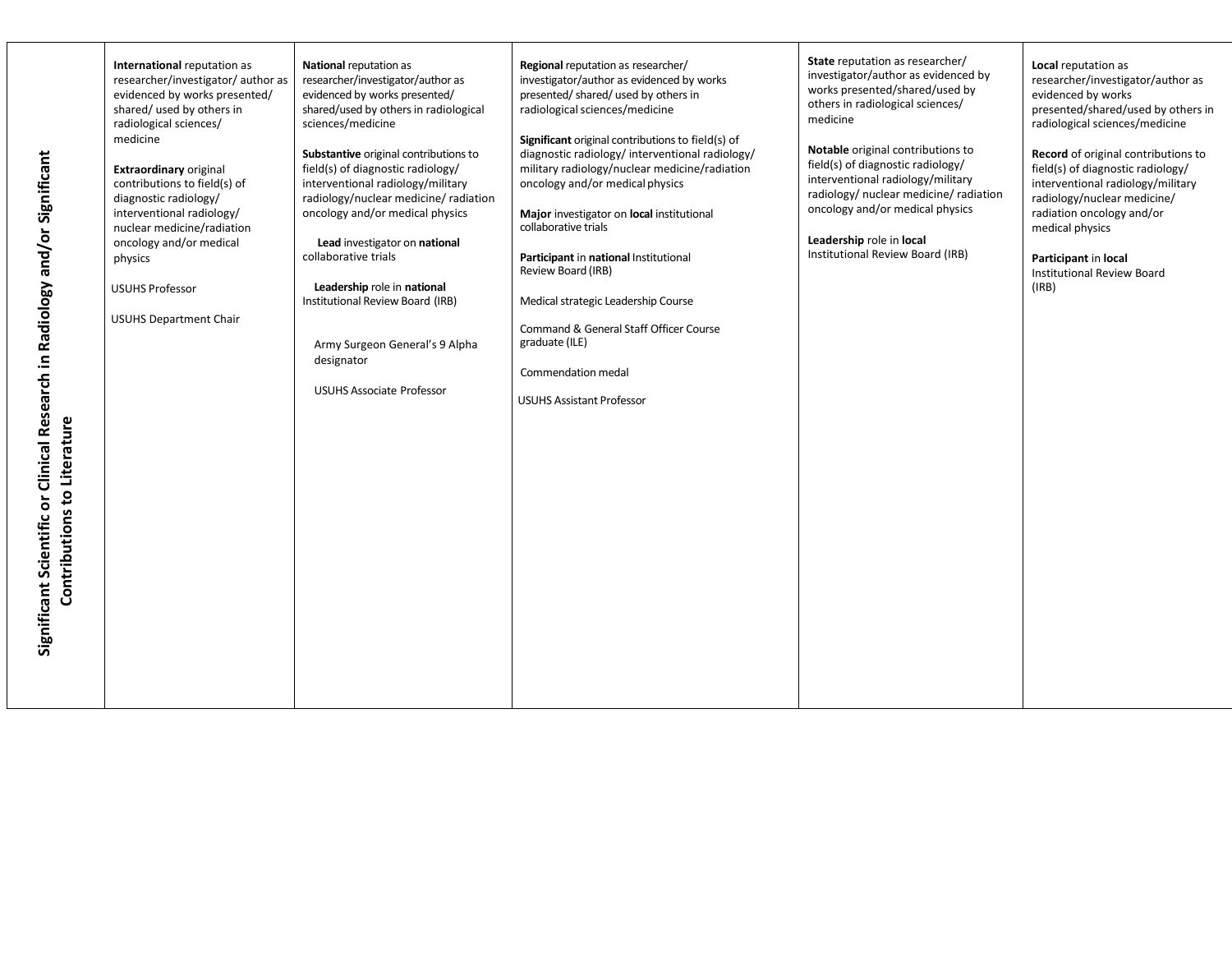| Significant Scientific or Clinical Research in Radiology and/or Significant Contributions to Literature | **International** reputation as researcher/investigator/ author as evidenced by works presented/ shared/ used by others in radiological sciences/ medicine<br><br>**Extraordinary** original contributions to field(s) of diagnostic radiology/ interventional radiology/ nuclear medicine/radiation oncology and/or medical physics<br><br>USUHS Professor<br><br>USUHS Department Chair | **National** reputation as researcher/investigator/author as evidenced by works presented/ shared/used by others in radiological sciences/medicine<br><br>**Substantive** original contributions to field(s) of diagnostic radiology/ interventional radiology/military radiology/nuclear medicine/ radiation oncology and/or medical physics<br><br>**Lead** investigator on **national** collaborative trials<br><br>**Leadership** role in **national** Institutional Review Board (IRB)<br><br>Army Surgeon General's 9 Alpha designator<br><br>USUHS Associate Professor | **Regional** reputation as researcher/ investigator/author as evidenced by works presented/ shared/ used by others in radiological sciences/medicine<br><br>**Significant** original contributions to field(s) of diagnostic radiology/ interventional radiology/ military radiology/nuclear medicine/radiation oncology and/or medical physics<br><br>**Major** investigator on **local** institutional collaborative trials<br><br>**Participant** in **national** Institutional Review Board (IRB)<br><br>Medical strategic Leadership Course<br><br>Command & General Staff Officer Course graduate (ILE)<br><br>Commendation medal<br><br>USUHS Assistant Professor | **State** reputation as researcher/ investigator/author as evidenced by works presented/shared/used by others in radiological sciences/ medicine<br><br>**Notable** original contributions to field(s) of diagnostic radiology/ interventional radiology/military radiology/ nuclear medicine/ radiation oncology and/or medical physics<br><br>**Leadership** role in **local** Institutional Review Board (IRB) | **Local** reputation as researcher/investigator/author as evidenced by works presented/shared/used by others in radiological sciences/medicine<br><br>**Record** of original contributions to field(s) of diagnostic radiology/ interventional radiology/military radiology/nuclear medicine/ radiation oncology and/or medical physics<br><br>**Participant** in **local** Institutional Review Board (IRB) |
|---|---|---|---|---|---|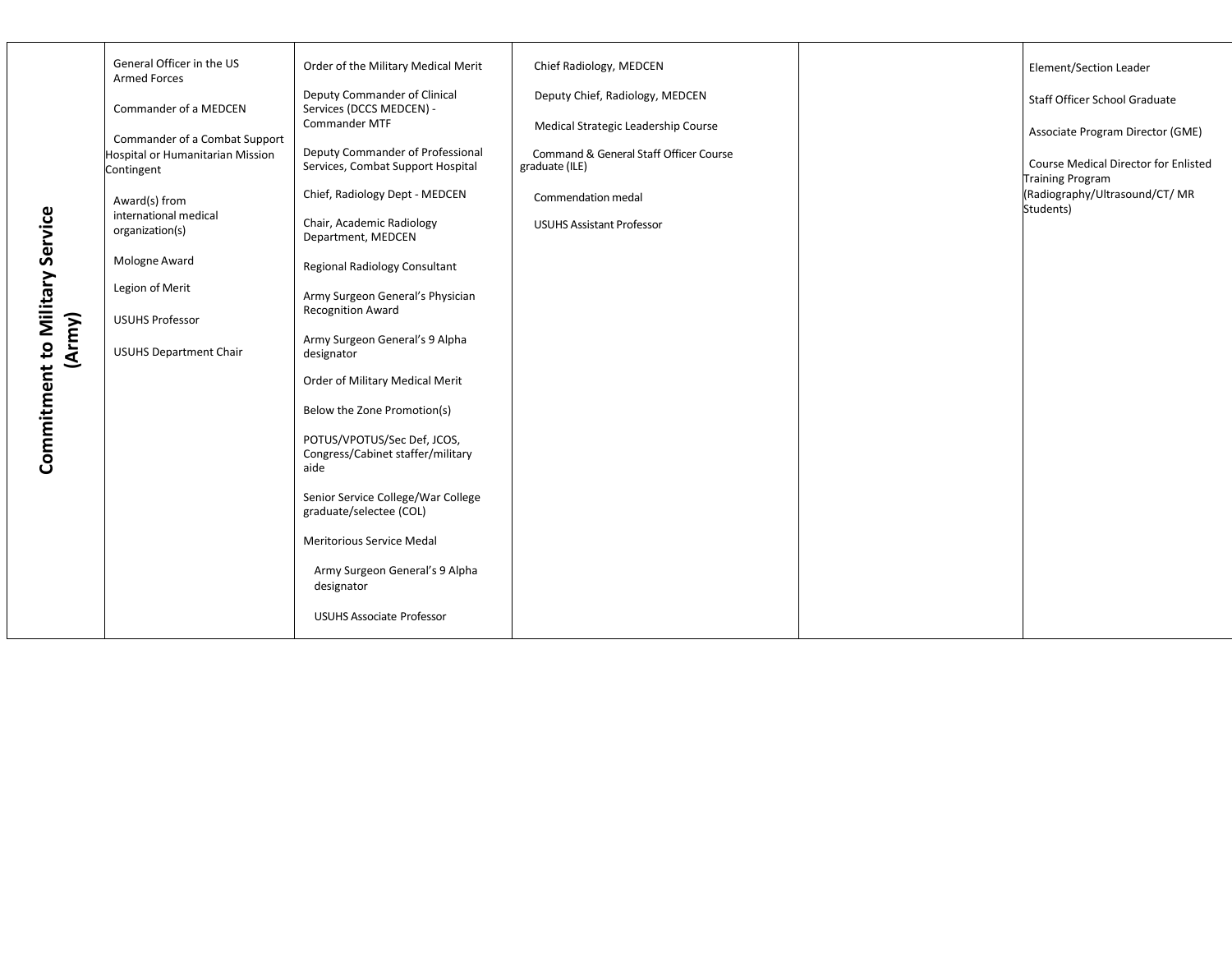| Commitment to Military Service (Army) | General Officer in the US Armed Forces<br><br>Commander of a MEDCEN<br><br>Commander of a Combat Support Hospital or Humanitarian Mission Contingent<br><br>Award(s) from international medical organization(s)<br><br>Mologne Award<br><br>Legion of Merit<br><br>USUHS Professor<br><br>USUHS Department Chair | Order of the Military Medical Merit<br><br>Deputy Commander of Clinical Services (DCCS MEDCEN) - Commander MTF<br><br>Deputy Commander of Professional Services, Combat Support Hospital<br><br>Chief, Radiology Dept - MEDCEN<br><br>Chair, Academic Radiology Department, MEDCEN<br><br>Regional Radiology Consultant<br><br>Army Surgeon General's Physician Recognition Award<br><br>Army Surgeon General's 9 Alpha designator<br><br>Order of Military Medical Merit<br><br>Below the Zone Promotion(s)<br><br>POTUS/VPOTUS/Sec Def, JCOS, Congress/Cabinet staffer/military aide<br><br>Senior Service College/War College graduate/selectee (COL)<br><br>Meritorious Service Medal<br><br>Army Surgeon General's 9 Alpha designator<br><br>USUHS Associate Professor | Chief Radiology, MEDCEN<br><br>Deputy Chief, Radiology, MEDCEN<br><br>Medical Strategic Leadership Course<br><br>Command & General Staff Officer Course graduate (ILE)<br><br>Commendation medal<br><br>USUHS Assistant Professor | | Element/Section Leader<br><br>Staff Officer School Graduate<br><br>Associate Program Director (GME)<br><br>Course Medical Director for Enlisted Training Program (Radiography/Ultrasound/CT/ MR Students) |
|---|---|---|---|---|---|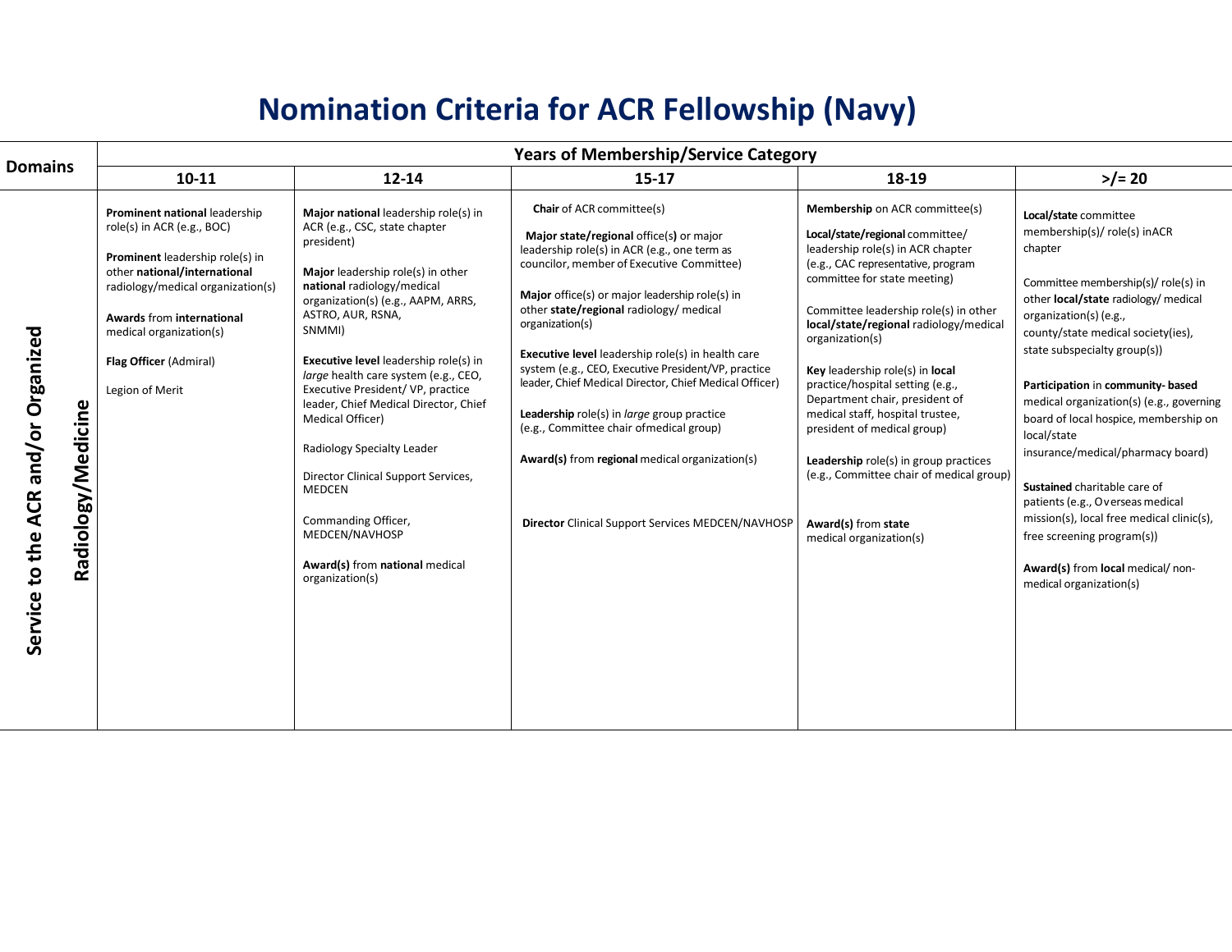# Nomination Criteria for ACR Fellowship (Navy)

| Domains | Years of Membership/Service Category | | | | |
|---|---|---|---|---|---|
| | 10-11 | 12-14 | 15-17 | 18-19 | >/= 20 |
| Service to the ACR and/or Organized Radiology/Medicine | **Prominent national** leadership role(s) in ACR (e.g., BOC)<br><br>**Prominent** leadership role(s) in other **national/international** radiology/medical organization(s)<br><br>**Awards** from **international** medical organization(s)<br><br>**Flag Officer** (Admiral)<br><br>Legion of Merit | **Major national** leadership role(s) in ACR (e.g., CSC, state chapter president)<br><br>**Major** leadership role(s) in other **national** radiology/medical organization(s) (e.g., AAPM, ARRS, ASTRO, AUR, RSNA, SNMMI)<br><br>**Executive level** leadership role(s) in *large* health care system (e.g., CEO, Executive President/ VP, practice leader, Chief Medical Director, Chief Medical Officer)<br><br>Radiology Specialty Leader<br><br>Director Clinical Support Services, MEDCEN<br><br>Commanding Officer, MEDCEN/NAVHOSP<br><br>**Award(s)** from **national** medical organization(s) | **Chair** of ACR committee(s)<br><br>**Major state/regional** office(s) or major leadership role(s) in ACR (e.g., one term as councilor, member of Executive Committee)<br><br>**Major** office(s) or major leadership role(s) in other **state/regional** radiology/ medical organization(s)<br><br>**Executive level** leadership role(s) in health care system (e.g., CEO, Executive President/VP, practice leader, Chief Medical Director, Chief Medical Officer)<br><br>**Leadership** role(s) in *large* group practice (e.g., Committee chair ofmedical group)<br><br>**Award(s)** from **regional** medical organization(s)<br><br>**Director** Clinical Support Services MEDCEN/NAVHOSP | **Membership** on ACR committee(s)<br><br>**Local/state/regional** committee/ leadership role(s) in ACR chapter (e.g., CAC representative, program committee for state meeting)<br><br>Committee leadership role(s) in other **local/state/regional** radiology/medical organization(s)<br><br>**Key** leadership role(s) in **local** practice/hospital setting (e.g., Department chair, president of medical staff, hospital trustee, president of medical group)<br><br>**Leadership** role(s) in group practices (e.g., Committee chair of medical group)<br><br>**Award(s)** from **state** medical organization(s) | **Local/state** committee membership(s)/ role(s) inACR chapter<br><br>Committee membership(s)/ role(s) in other **local/state** radiology/ medical organization(s) (e.g., county/state medical society(ies), state subspecialty group(s))<br><br>**Participation** in **community- based** medical organization(s) (e.g., governing board of local hospice, membership on local/state insurance/medical/pharmacy board)<br><br>**Sustained** charitable care of patients (e.g., Overseas medical mission(s), local free medical clinic(s), free screening program(s))<br><br>**Award(s)** from **local** medical/ non-medical organization(s) |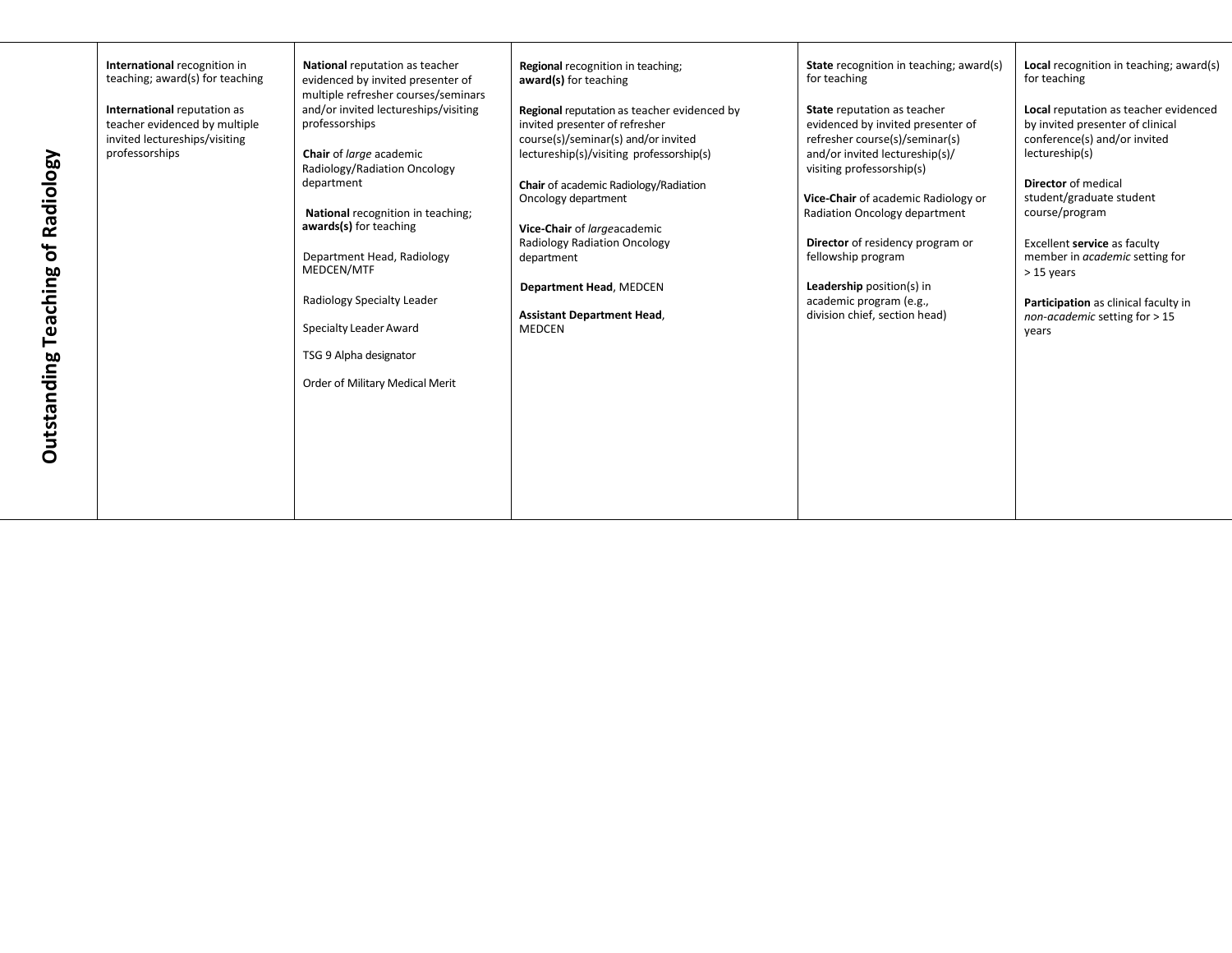| | | | | | |
|---|---|---|---|---|---|
| **Outstanding Teaching of Radiology** | **International** recognition in teaching; award(s) for teaching<br><br>**International** reputation as teacher evidenced by multiple invited lectureships/visiting professorships | **National** reputation as teacher evidenced by invited presenter of multiple refresher courses/seminars and/or invited lectureships/visiting professorships<br><br>**Chair** of *large* academic Radiology/Radiation Oncology department<br><br>**National** recognition in teaching; **awards(s)** for teaching<br><br>Department Head, Radiology MEDCEN/MTF<br><br>Radiology Specialty Leader<br><br>Specialty Leader Award<br><br>TSG 9 Alpha designator<br><br>Order of Military Medical Merit | **Regional** recognition in teaching; **award(s)** for teaching<br><br>**Regional** reputation as teacher evidenced by invited presenter of refresher course(s)/seminar(s) and/or invited lectureship(s)/visiting professorship(s)<br><br>**Chair** of academic Radiology/Radiation Oncology department<br><br>**Vice-Chair** of *large*academic Radiology Radiation Oncology department<br><br>**Department Head**, MEDCEN<br><br>**Assistant Department Head**, MEDCEN | **State** recognition in teaching; award(s) for teaching<br><br>**State** reputation as teacher evidenced by invited presenter of refresher course(s)/seminar(s) and/or invited lectureship(s)/ visiting professorship(s)<br><br>**Vice-Chair** of academic Radiology or Radiation Oncology department<br><br>**Director** of residency program or fellowship program<br><br>**Leadership** position(s) in academic program (e.g., division chief, section head) | **Local** recognition in teaching; award(s) for teaching<br><br>**Local** reputation as teacher evidenced by invited presenter of clinical conference(s) and/or invited lectureship(s)<br><br>**Director** of medical student/graduate student course/program<br><br>Excellent **service** as faculty member in *academic* setting for > 15 years<br><br>**Participation** as clinical faculty in *non-academic* setting for > 15 years |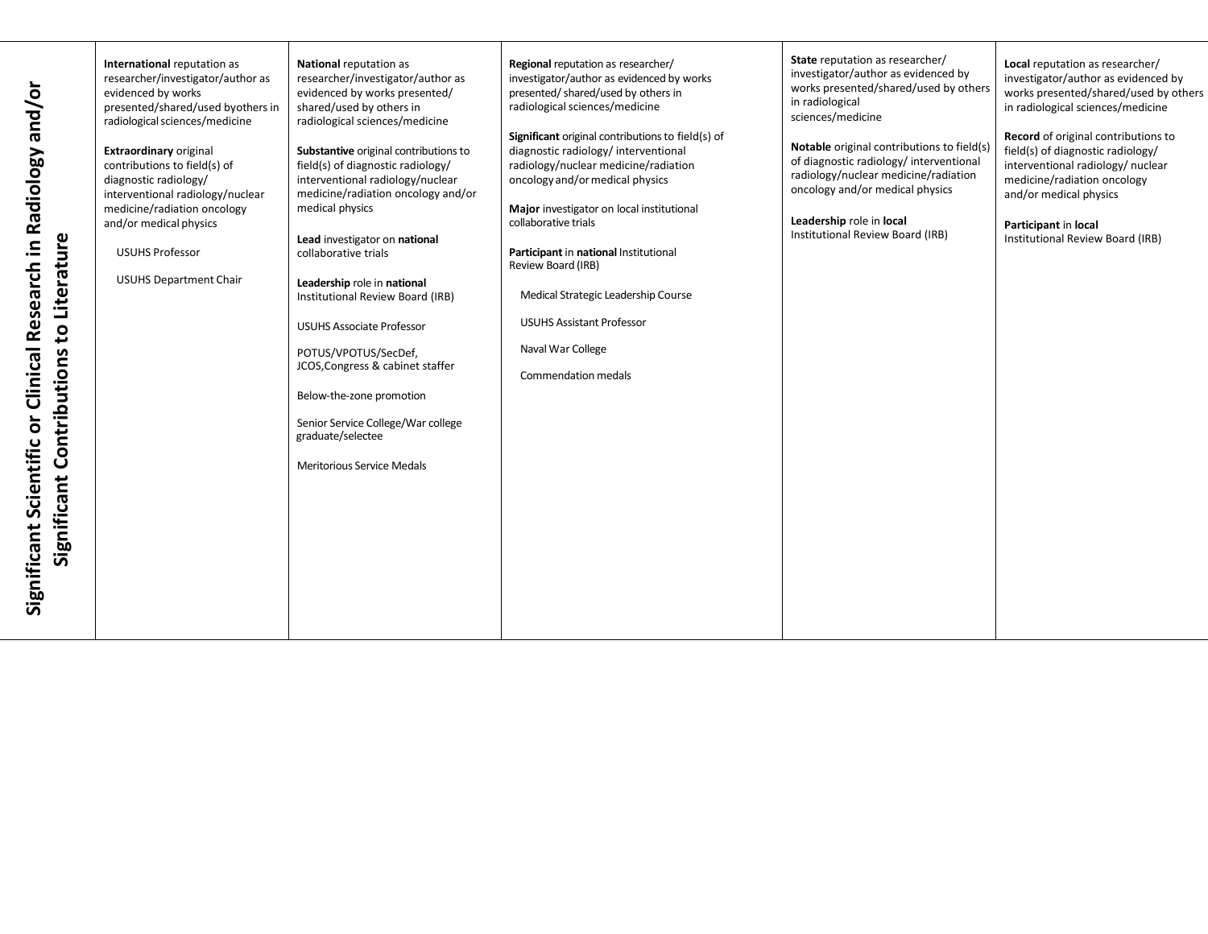| Significant Scientific or Clinical Research in Radiology and/or Significant Contributions to Literature | **International** reputation as researcher/investigator/author as evidenced by works presented/shared/used byothers in radiological sciences/medicine<br><br>**Extraordinary** original contributions to field(s) of diagnostic radiology/ interventional radiology/nuclear medicine/radiation oncology and/or medical physics<br><br>USUHS Professor<br><br>USUHS Department Chair | **National** reputation as researcher/investigator/author as evidenced by works presented/ shared/used by others in radiological sciences/medicine<br><br>**Substantive** original contributions to field(s) of diagnostic radiology/ interventional radiology/nuclear medicine/radiation oncology and/or medical physics<br><br>**Lead** investigator on **national** collaborative trials<br><br>**Leadership** role in **national** Institutional Review Board (IRB)<br><br>USUHS Associate Professor<br><br>POTUS/VPOTUS/SecDef, JCOS,Congress & cabinet staffer<br><br>Below-the-zone promotion<br><br>Senior Service College/War college graduate/selectee<br><br>Meritorious Service Medals | **Regional** reputation as researcher/ investigator/author as evidenced by works presented/ shared/used by others in radiological sciences/medicine<br><br>**Significant** original contributions to field(s) of diagnostic radiology/ interventional radiology/nuclear medicine/radiation oncology and/or medical physics<br><br>**Major** investigator on local institutional collaborative trials<br><br>**Participant** in **national** Institutional Review Board (IRB)<br><br>Medical Strategic Leadership Course<br><br>USUHS Assistant Professor<br><br>Naval War College<br><br>Commendation medals | **State** reputation as researcher/ investigator/author as evidenced by works presented/shared/used by others in radiological sciences/medicine<br><br>**Notable** original contributions to field(s) of diagnostic radiology/ interventional radiology/nuclear medicine/radiation oncology and/or medical physics<br><br>**Leadership** role in **local** Institutional Review Board (IRB) | **Local** reputation as researcher/ investigator/author as evidenced by works presented/shared/used by others in radiological sciences/medicine<br><br>**Record** of original contributions to field(s) of diagnostic radiology/ interventional radiology/ nuclear medicine/radiation oncology and/or medical physics<br><br>**Participant** in **local** Institutional Review Board (IRB) |
|---|---|---|---|---|---|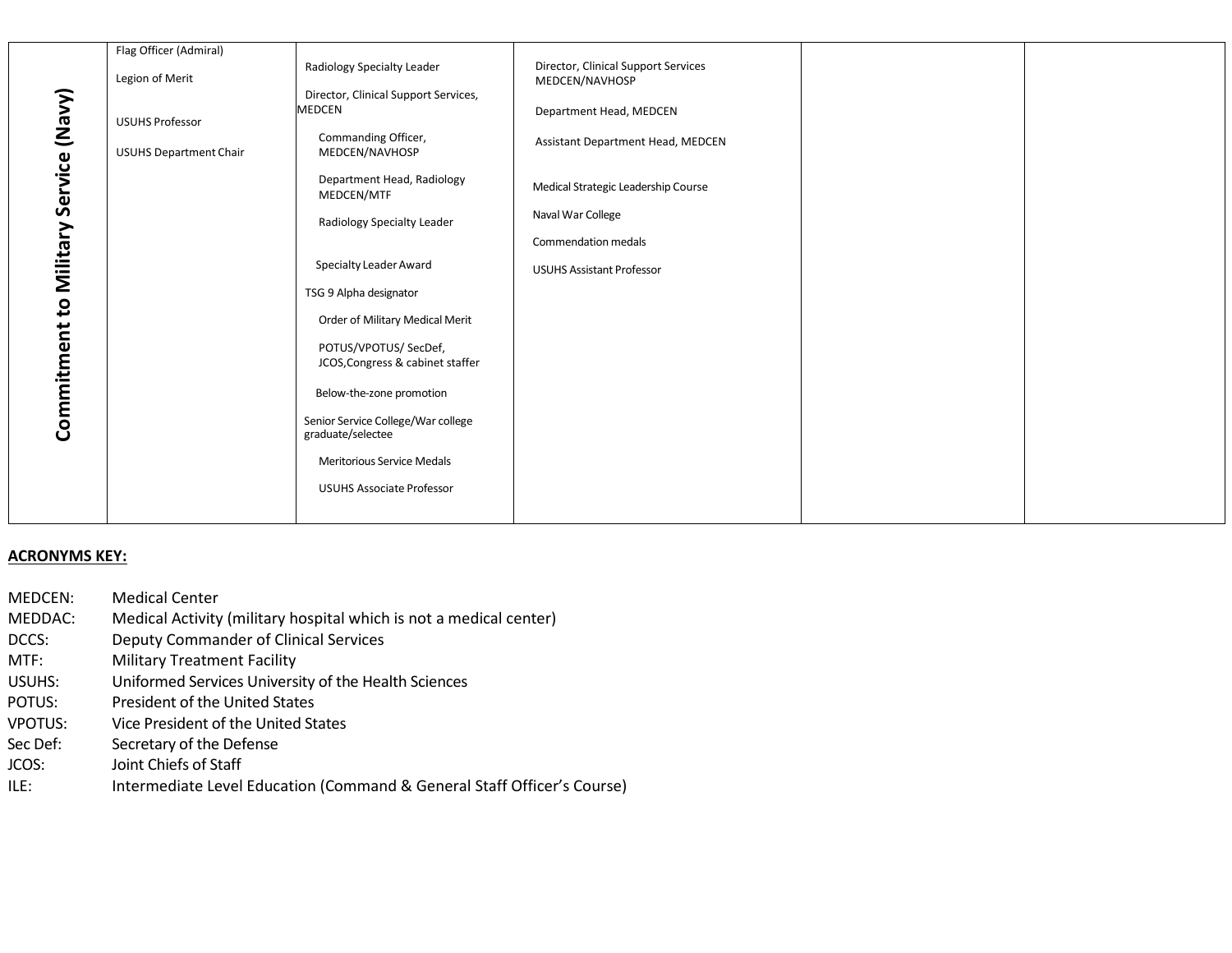| | | | | | |
|---|---|---|---|---|---|
| **Commitment to Military Service (Navy)** | Flag Officer (Admiral)<br><br>Legion of Merit<br><br>USUHS Professor<br><br>USUHS Department Chair | Radiology Specialty Leader<br><br>Director, Clinical Support Services, MEDCEN<br><br>Commanding Officer, MEDCEN/NAVHOSP<br><br>Department Head, Radiology MEDCEN/MTF<br><br>Radiology Specialty Leader<br><br>Specialty Leader Award<br><br>TSG 9 Alpha designator<br><br>Order of Military Medical Merit<br><br>POTUS/VPOTUS/ SecDef, JCOS,Congress & cabinet staffer<br><br>Below-the-zone promotion<br><br>Senior Service College/War college graduate/selectee<br><br>Meritorious Service Medals<br><br>USUHS Associate Professor | Director, Clinical Support Services MEDCEN/NAVHOSP<br><br>Department Head, MEDCEN<br><br>Assistant Department Head, MEDCEN<br><br>Medical Strategic Leadership Course<br><br>Naval War College<br><br>Commendation medals<br><br>USUHS Assistant Professor | | |

**ACRONYMS KEY:**

MEDCEN: Medical Center
MEDDAC: Medical Activity (military hospital which is not a medical center)
DCCS: Deputy Commander of Clinical Services
MTF: Military Treatment Facility
USUHS: Uniformed Services University of the Health Sciences
POTUS: President of the United States
VPOTUS: Vice President of the United States
Sec Def: Secretary of the Defense
JCOS: Joint Chiefs of Staff
ILE: Intermediate Level Education (Command & General Staff Officer's Course)